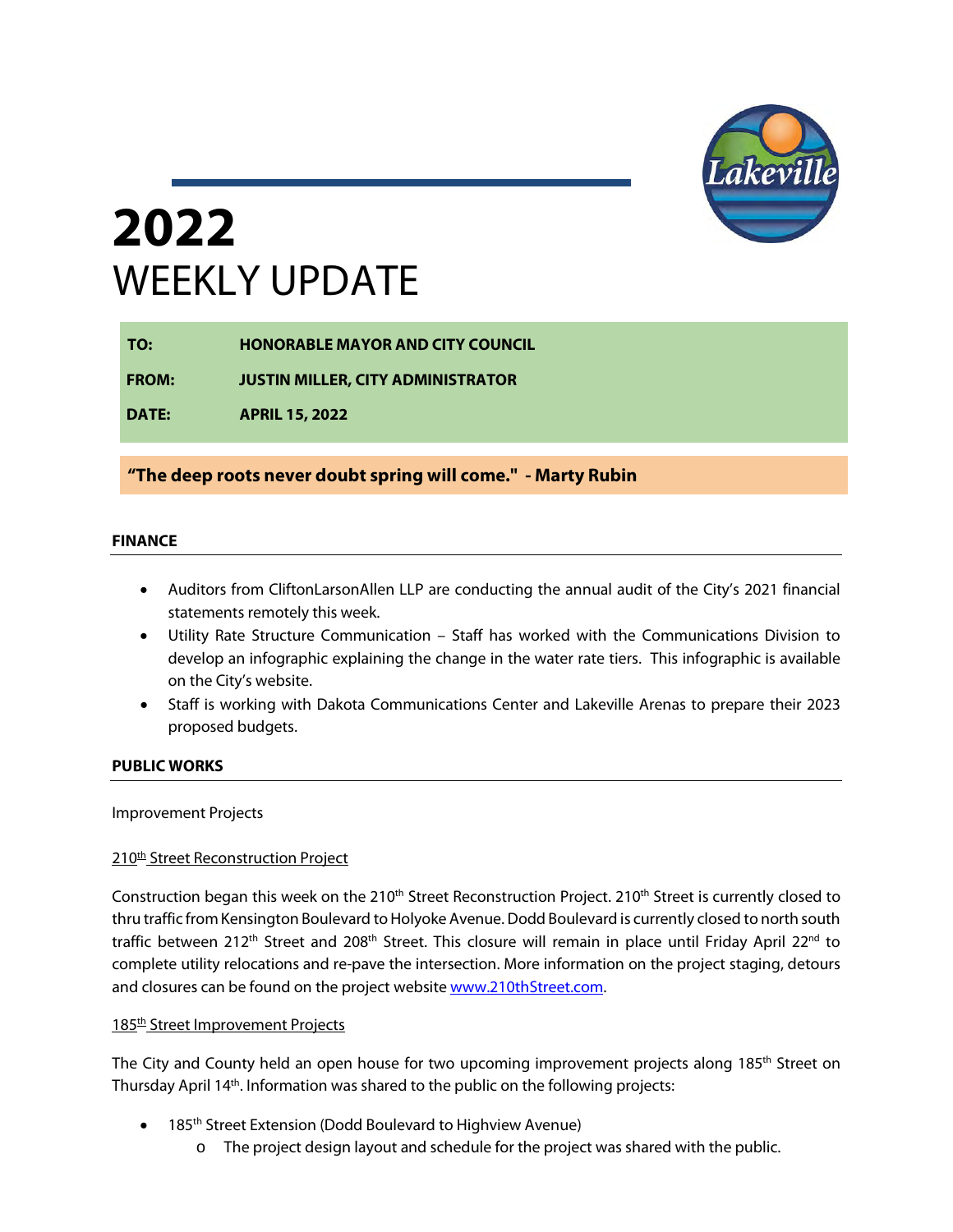# 2022 WEEKLY UPDATE

**TO:** HONORABLE MAYOR AND CITY COUNCIL

**FROM:** JUSTIN MILLER, CITY ADMINISTRATOR

**DATE:** APRIL 15, 2022

**"The deep roots never doubt spring will come." - Marty Rubin**

## FINANCE

- Auditors from CliftonLarsonAllen LLP are conducting the annual audit of the City's 2021 financial statements remotely this week.
- Utility Rate Structure Communication – Staff has worked with the Communications Division to develop an infographic explaining the change in the water rate tiers. This infographic is available on the City's website.
- Staff is working with Dakota Communications Center and Lakeville Arenas to prepare their 2023 proposed budgets.

## PUBLIC WORKS

Improvement Projects

210th Street Reconstruction Project

Construction began this week on the 210th Street Reconstruction Project. 210th Street is currently closed to thru traffic from Kensington Boulevard to Holyoke Avenue. Dodd Boulevard is currently closed to north south traffic between 212th Street and 208th Street. This closure will remain in place until Friday April 22nd to complete utility relocations and re-pave the intersection. More information on the project staging, detours and closures can be found on the project website www.210thStreet.com.

185th Street Improvement Projects

The City and County held an open house for two upcoming improvement projects along 185th Street on Thursday April 14th. Information was shared to the public on the following projects:

- 185th Street Extension (Dodd Boulevard to Highview Avenue)
  - The project design layout and schedule for the project was shared with the public.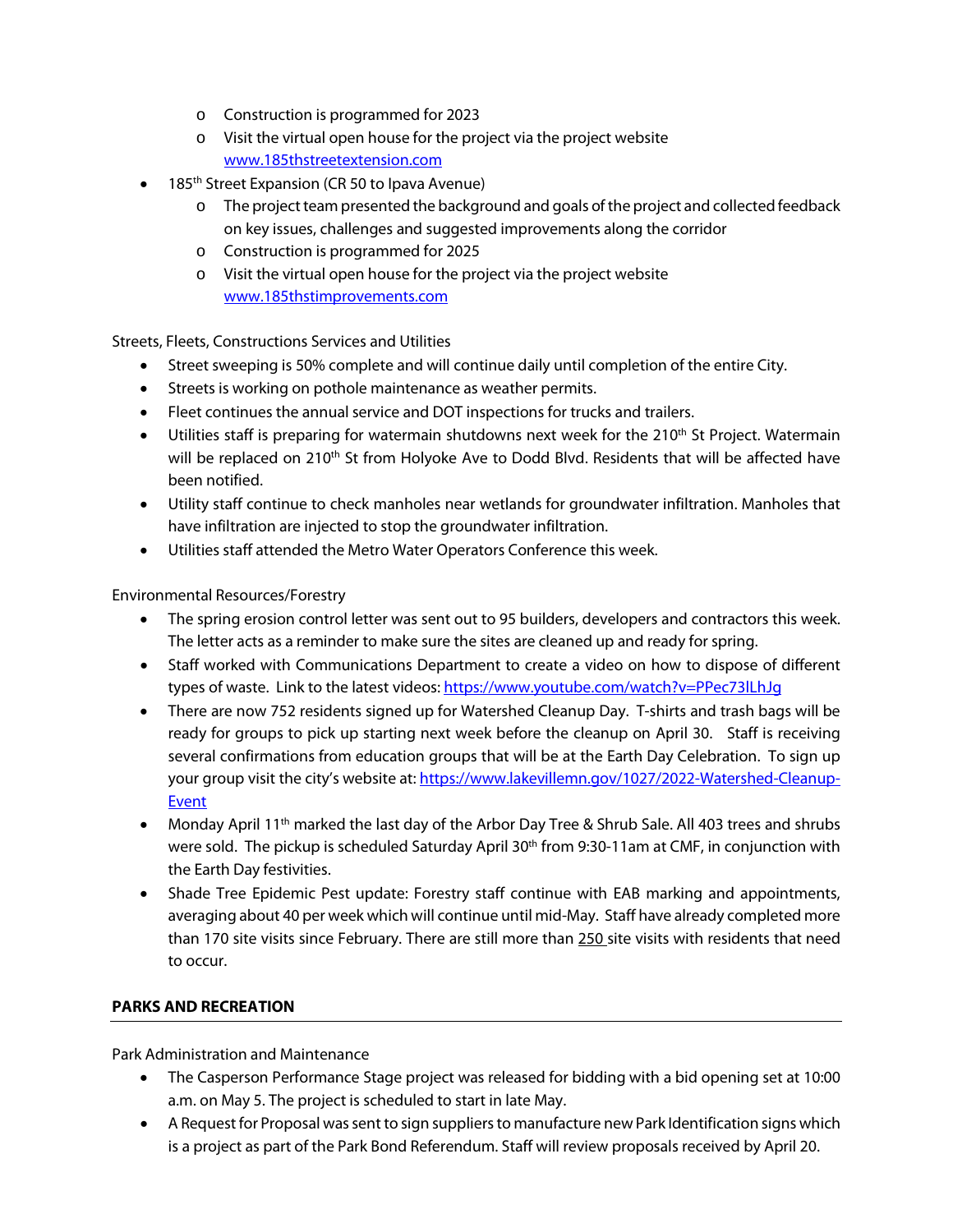- Construction is programmed for 2023
    - Visit the virtual open house for the project via the project website [www.185thstreetextension.com](www.185thstreetextension.com)
- 185th Street Expansion (CR 50 to Ipava Avenue)
    - The project team presented the background and goals of the project and collected feedback on key issues, challenges and suggested improvements along the corridor
    - Construction is programmed for 2025
    - Visit the virtual open house for the project via the project website [www.185thstimprovements.com](www.185thstimprovements.com)

Streets, Fleets, Constructions Services and Utilities

- Street sweeping is 50% complete and will continue daily until completion of the entire City.
- Streets is working on pothole maintenance as weather permits.
- Fleet continues the annual service and DOT inspections for trucks and trailers.
- Utilities staff is preparing for watermain shutdowns next week for the 210th St Project. Watermain will be replaced on 210th St from Holyoke Ave to Dodd Blvd. Residents that will be affected have been notified.
- Utility staff continue to check manholes near wetlands for groundwater infiltration. Manholes that have infiltration are injected to stop the groundwater infiltration.
- Utilities staff attended the Metro Water Operators Conference this week.

Environmental Resources/Forestry

- The spring erosion control letter was sent out to 95 builders, developers and contractors this week. The letter acts as a reminder to make sure the sites are cleaned up and ready for spring.
- Staff worked with Communications Department to create a video on how to dispose of different types of waste. Link to the latest videos: [https://www.youtube.com/watch?v=PPec73lLhJg](https://www.youtube.com/watch?v=PPec73lLhJg)
- There are now 752 residents signed up for Watershed Cleanup Day. T-shirts and trash bags will be ready for groups to pick up starting next week before the cleanup on April 30. Staff is receiving several confirmations from education groups that will be at the Earth Day Celebration. To sign up your group visit the city's website at: [https://www.lakevillemn.gov/1027/2022-Watershed-Cleanup-Event](https://www.lakevillemn.gov/1027/2022-Watershed-Cleanup-Event)
- Monday April 11th marked the last day of the Arbor Day Tree & Shrub Sale. All 403 trees and shrubs were sold. The pickup is scheduled Saturday April 30th from 9:30-11am at CMF, in conjunction with the Earth Day festivities.
- Shade Tree Epidemic Pest update: Forestry staff continue with EAB marking and appointments, averaging about 40 per week which will continue until mid-May. Staff have already completed more than 170 site visits since February. There are still more than 250 site visits with residents that need to occur.

## PARKS AND RECREATION

Park Administration and Maintenance

- The Casperson Performance Stage project was released for bidding with a bid opening set at 10:00 a.m. on May 5. The project is scheduled to start in late May.
- A Request for Proposal was sent to sign suppliers to manufacture new Park Identification signs which is a project as part of the Park Bond Referendum. Staff will review proposals received by April 20.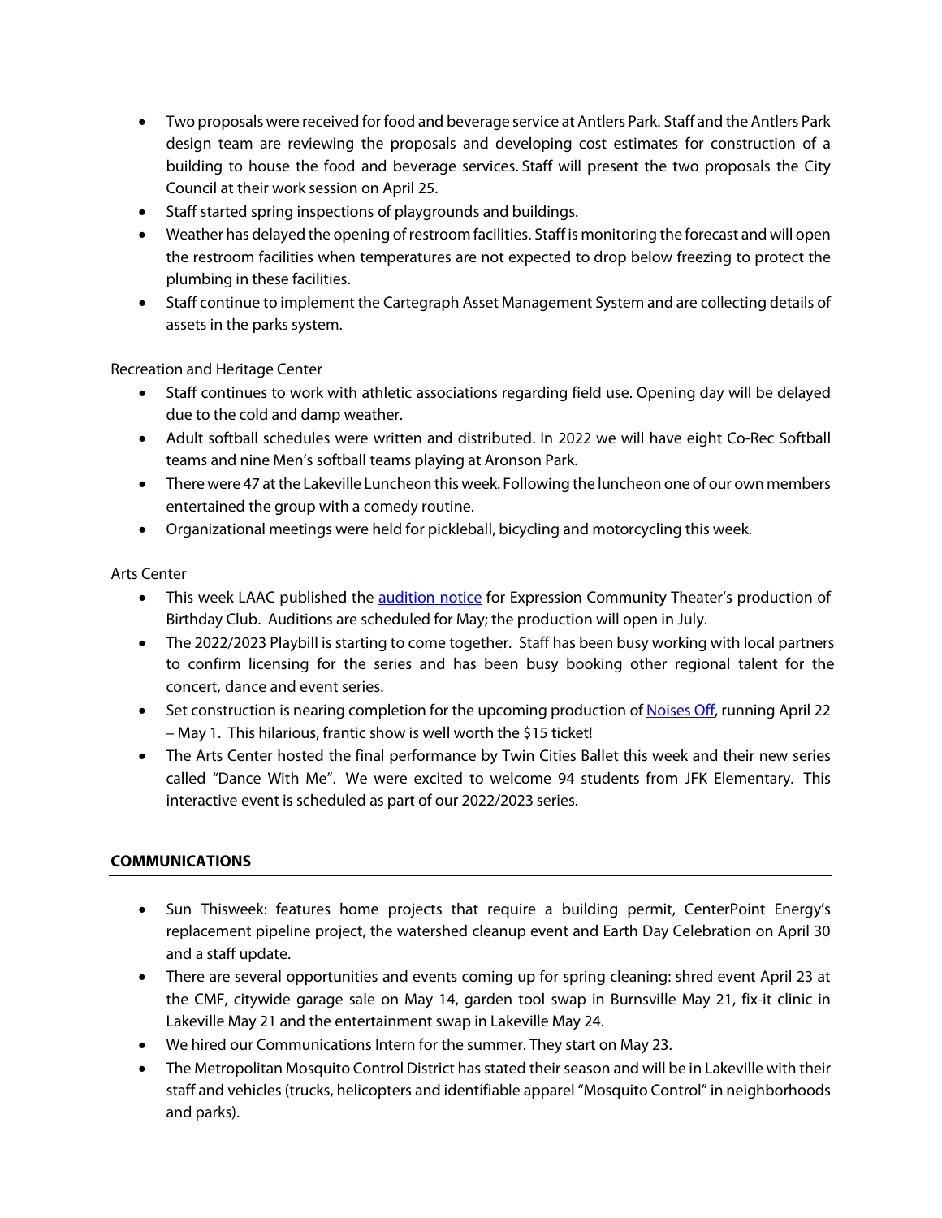- Two proposals were received for food and beverage service at Antlers Park. Staff and the Antlers Park design team are reviewing the proposals and developing cost estimates for construction of a building to house the food and beverage services. Staff will present the two proposals the City Council at their work session on April 25.
- Staff started spring inspections of playgrounds and buildings.
- Weather has delayed the opening of restroom facilities. Staff is monitoring the forecast and will open the restroom facilities when temperatures are not expected to drop below freezing to protect the plumbing in these facilities.
- Staff continue to implement the Cartegraph Asset Management System and are collecting details of assets in the parks system.

Recreation and Heritage Center

- Staff continues to work with athletic associations regarding field use. Opening day will be delayed due to the cold and damp weather.
- Adult softball schedules were written and distributed. In 2022 we will have eight Co-Rec Softball teams and nine Men's softball teams playing at Aronson Park.
- There were 47 at the Lakeville Luncheon this week. Following the luncheon one of our own members entertained the group with a comedy routine.
- Organizational meetings were held for pickleball, bicycling and motorcycling this week.

Arts Center

- This week LAAC published the [audition notice]() for Expression Community Theater's production of Birthday Club. Auditions are scheduled for May; the production will open in July.
- The 2022/2023 Playbill is starting to come together. Staff has been busy working with local partners to confirm licensing for the series and has been busy booking other regional talent for the concert, dance and event series.
- Set construction is nearing completion for the upcoming production of [Noises Off](), running April 22 – May 1. This hilarious, frantic show is well worth the $15 ticket!
- The Arts Center hosted the final performance by Twin Cities Ballet this week and their new series called "Dance With Me". We were excited to welcome 94 students from JFK Elementary. This interactive event is scheduled as part of our 2022/2023 series.

## COMMUNICATIONS

- Sun Thisweek: features home projects that require a building permit, CenterPoint Energy's replacement pipeline project, the watershed cleanup event and Earth Day Celebration on April 30 and a staff update.
- There are several opportunities and events coming up for spring cleaning: shred event April 23 at the CMF, citywide garage sale on May 14, garden tool swap in Burnsville May 21, fix-it clinic in Lakeville May 21 and the entertainment swap in Lakeville May 24.
- We hired our Communications Intern for the summer. They start on May 23.
- The Metropolitan Mosquito Control District has stated their season and will be in Lakeville with their staff and vehicles (trucks, helicopters and identifiable apparel "Mosquito Control" in neighborhoods and parks).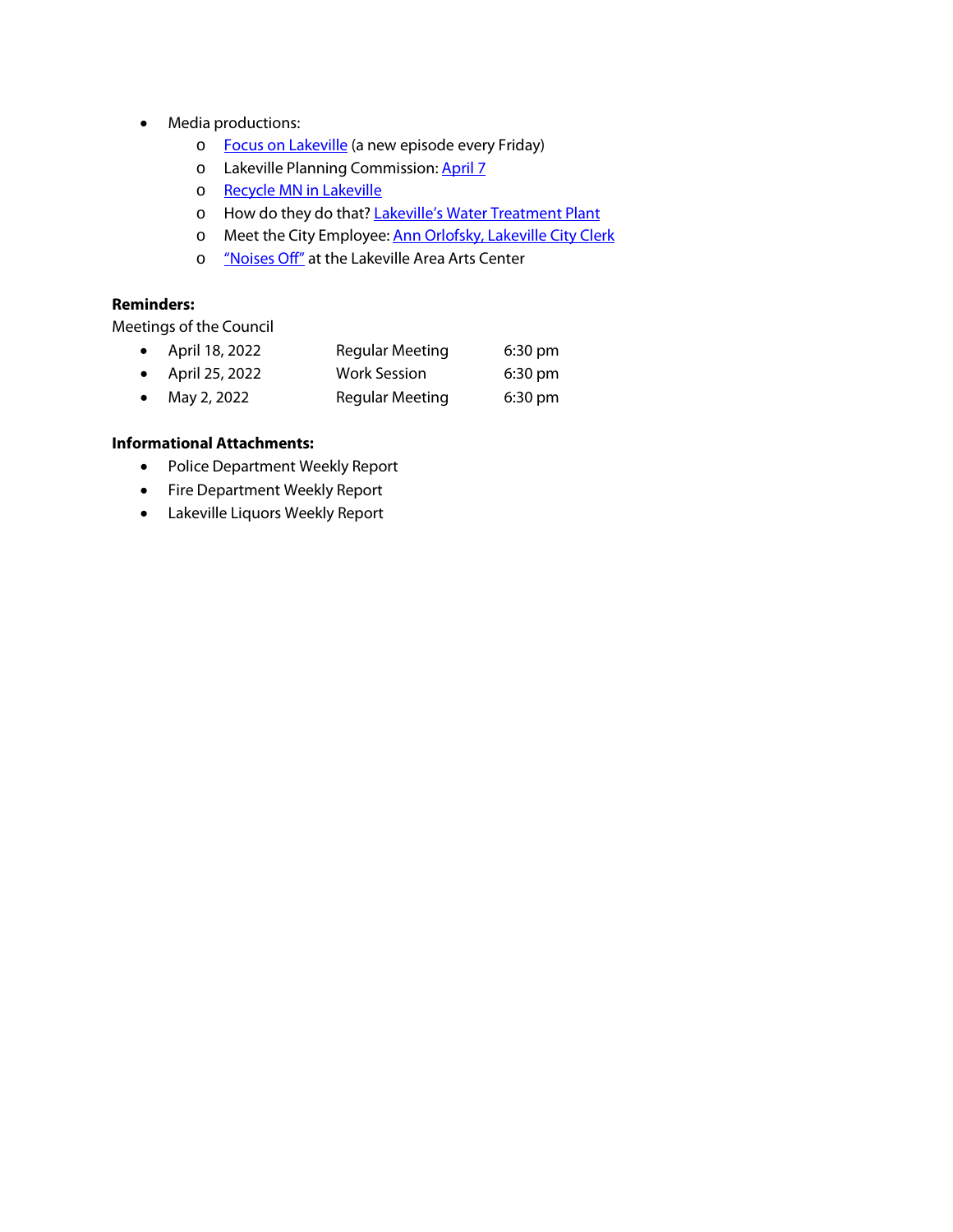- Media productions:
  - Focus on Lakeville (a new episode every Friday)
  - Lakeville Planning Commission: April 7
  - Recycle MN in Lakeville
  - How do they do that? Lakeville's Water Treatment Plant
  - Meet the City Employee: Ann Orlofsky, Lakeville City Clerk
  - "Noises Off" at the Lakeville Area Arts Center

**Reminders:**

Meetings of the Council

| | | |
|---|---|---|
| April 18, 2022 | Regular Meeting | 6:30 pm |
| April 25, 2022 | Work Session | 6:30 pm |
| May 2, 2022 | Regular Meeting | 6:30 pm |

**Informational Attachments:**

- Police Department Weekly Report
- Fire Department Weekly Report
- Lakeville Liquors Weekly Report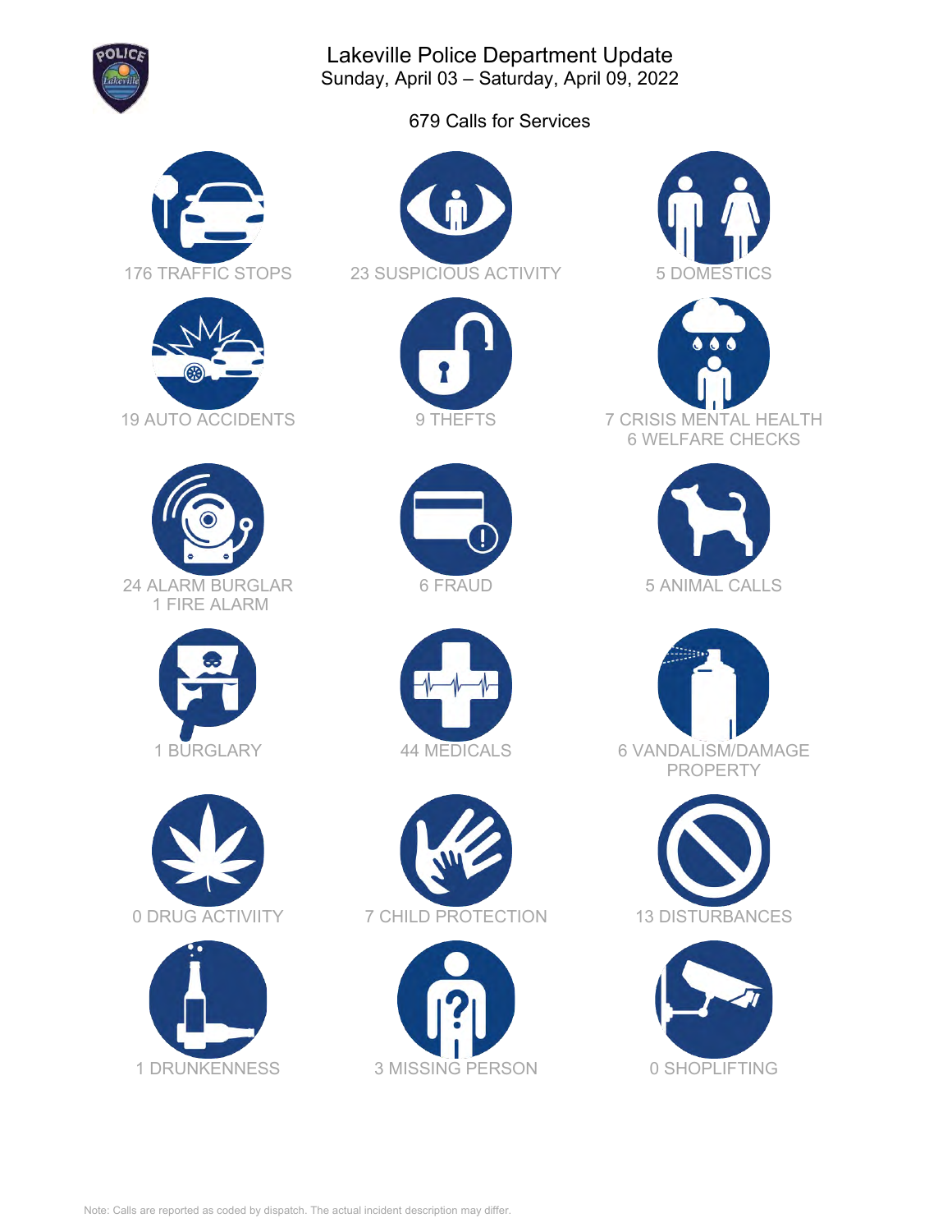# Lakeville Police Department Update

Sunday, April 03 – Saturday, April 09, 2022

679 Calls for Services

176 TRAFFIC STOPS

23 SUSPICIOUS ACTIVITY

5 DOMESTICS

19 AUTO ACCIDENTS

9 THEFTS

7 CRISIS MENTAL HEALTH
6 WELFARE CHECKS

24 ALARM BURGLAR
1 FIRE ALARM

6 FRAUD

5 ANIMAL CALLS

1 BURGLARY

44 MEDICALS

6 VANDALISM/DAMAGE PROPERTY

0 DRUG ACTIVIITY

7 CHILD PROTECTION

13 DISTURBANCES

1 DRUNKENNESS

3 MISSING PERSON

0 SHOPLIFTING

Note: Calls are reported as coded by dispatch. The actual incident description may differ.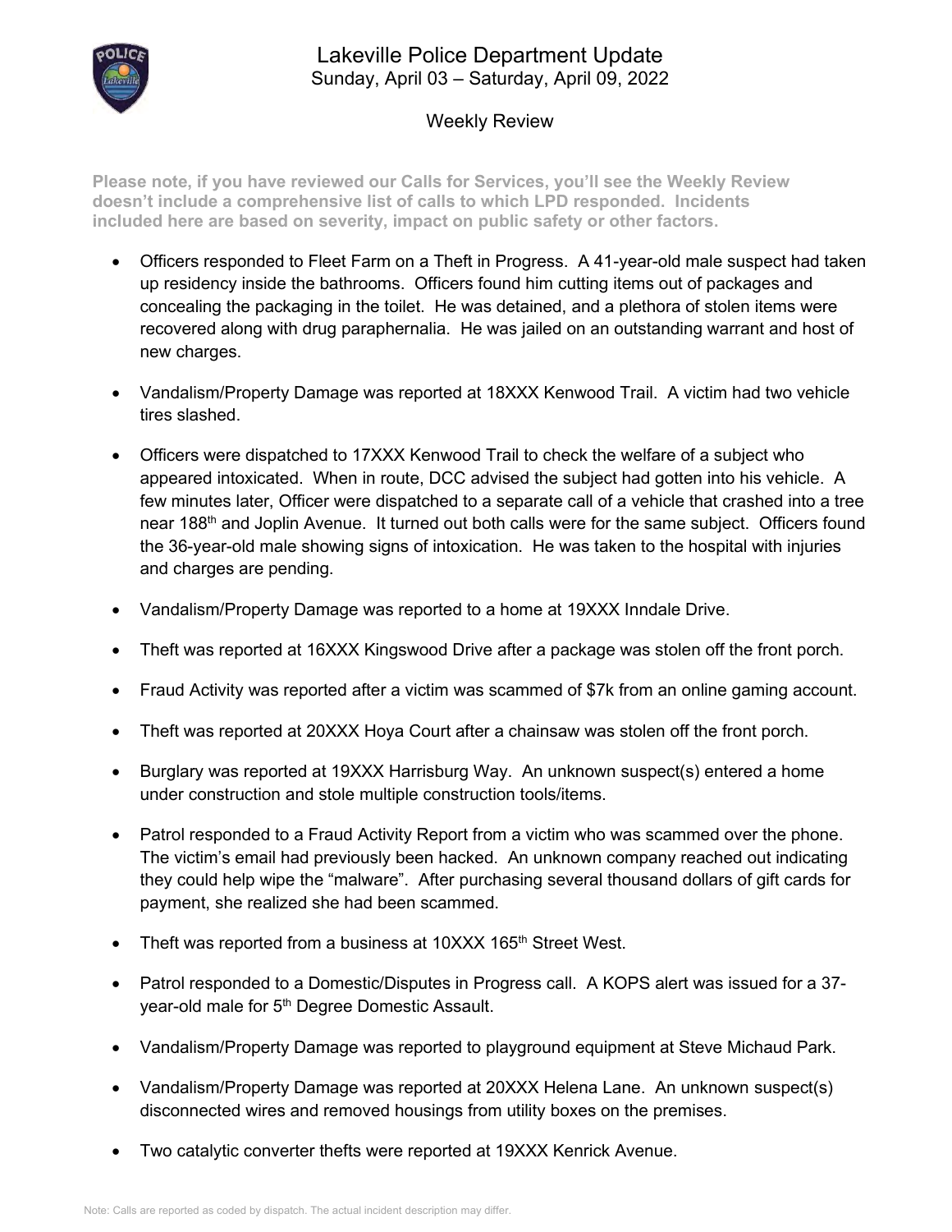# Lakeville Police Department Update

Sunday, April 03 – Saturday, April 09, 2022

## Weekly Review

**Please note, if you have reviewed our Calls for Services, you'll see the Weekly Review doesn't include a comprehensive list of calls to which LPD responded. Incidents included here are based on severity, impact on public safety or other factors.**

- Officers responded to Fleet Farm on a Theft in Progress. A 41-year-old male suspect had taken up residency inside the bathrooms. Officers found him cutting items out of packages and concealing the packaging in the toilet. He was detained, and a plethora of stolen items were recovered along with drug paraphernalia. He was jailed on an outstanding warrant and host of new charges.

- Vandalism/Property Damage was reported at 18XXX Kenwood Trail. A victim had two vehicle tires slashed.

- Officers were dispatched to 17XXX Kenwood Trail to check the welfare of a subject who appeared intoxicated. When in route, DCC advised the subject had gotten into his vehicle. A few minutes later, Officer were dispatched to a separate call of a vehicle that crashed into a tree near 188th and Joplin Avenue. It turned out both calls were for the same subject. Officers found the 36-year-old male showing signs of intoxication. He was taken to the hospital with injuries and charges are pending.

- Vandalism/Property Damage was reported to a home at 19XXX Inndale Drive.

- Theft was reported at 16XXX Kingswood Drive after a package was stolen off the front porch.

- Fraud Activity was reported after a victim was scammed of $7k from an online gaming account.

- Theft was reported at 20XXX Hoya Court after a chainsaw was stolen off the front porch.

- Burglary was reported at 19XXX Harrisburg Way. An unknown suspect(s) entered a home under construction and stole multiple construction tools/items.

- Patrol responded to a Fraud Activity Report from a victim who was scammed over the phone. The victim's email had previously been hacked. An unknown company reached out indicating they could help wipe the "malware". After purchasing several thousand dollars of gift cards for payment, she realized she had been scammed.

- Theft was reported from a business at 10XXX 165th Street West.

- Patrol responded to a Domestic/Disputes in Progress call. A KOPS alert was issued for a 37-year-old male for 5th Degree Domestic Assault.

- Vandalism/Property Damage was reported to playground equipment at Steve Michaud Park.

- Vandalism/Property Damage was reported at 20XXX Helena Lane. An unknown suspect(s) disconnected wires and removed housings from utility boxes on the premises.

- Two catalytic converter thefts were reported at 19XXX Kenrick Avenue.

Note: Calls are reported as coded by dispatch. The actual incident description may differ.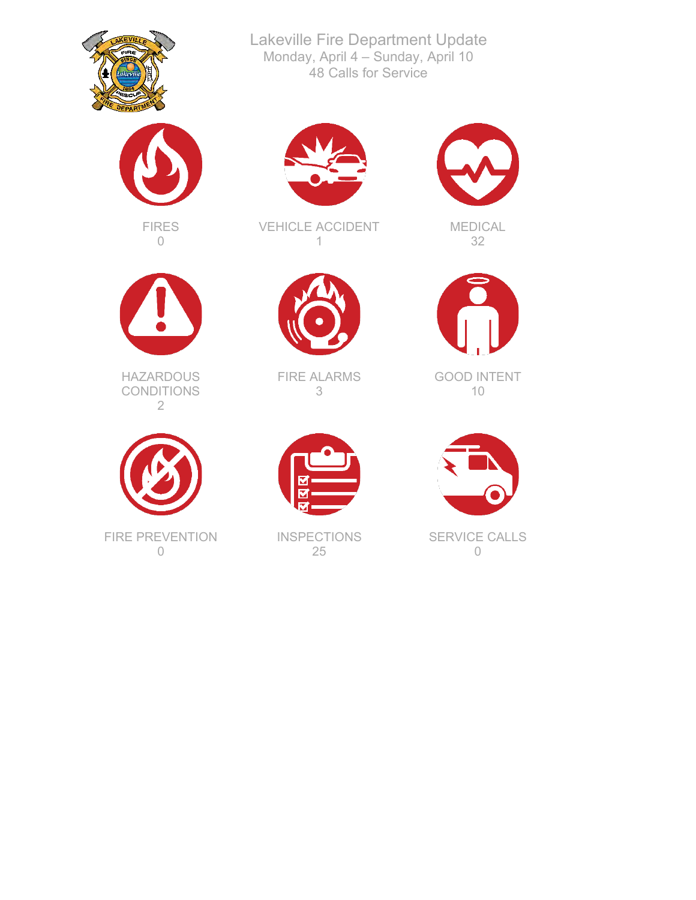# Lakeville Fire Department Update

Monday, April 4 – Sunday, April 10

48 Calls for Service

FIRES
0

VEHICLE ACCIDENT
1

MEDICAL
32

HAZARDOUS CONDITIONS
2

FIRE ALARMS
3

GOOD INTENT
10

FIRE PREVENTION
0

INSPECTIONS
25

SERVICE CALLS
0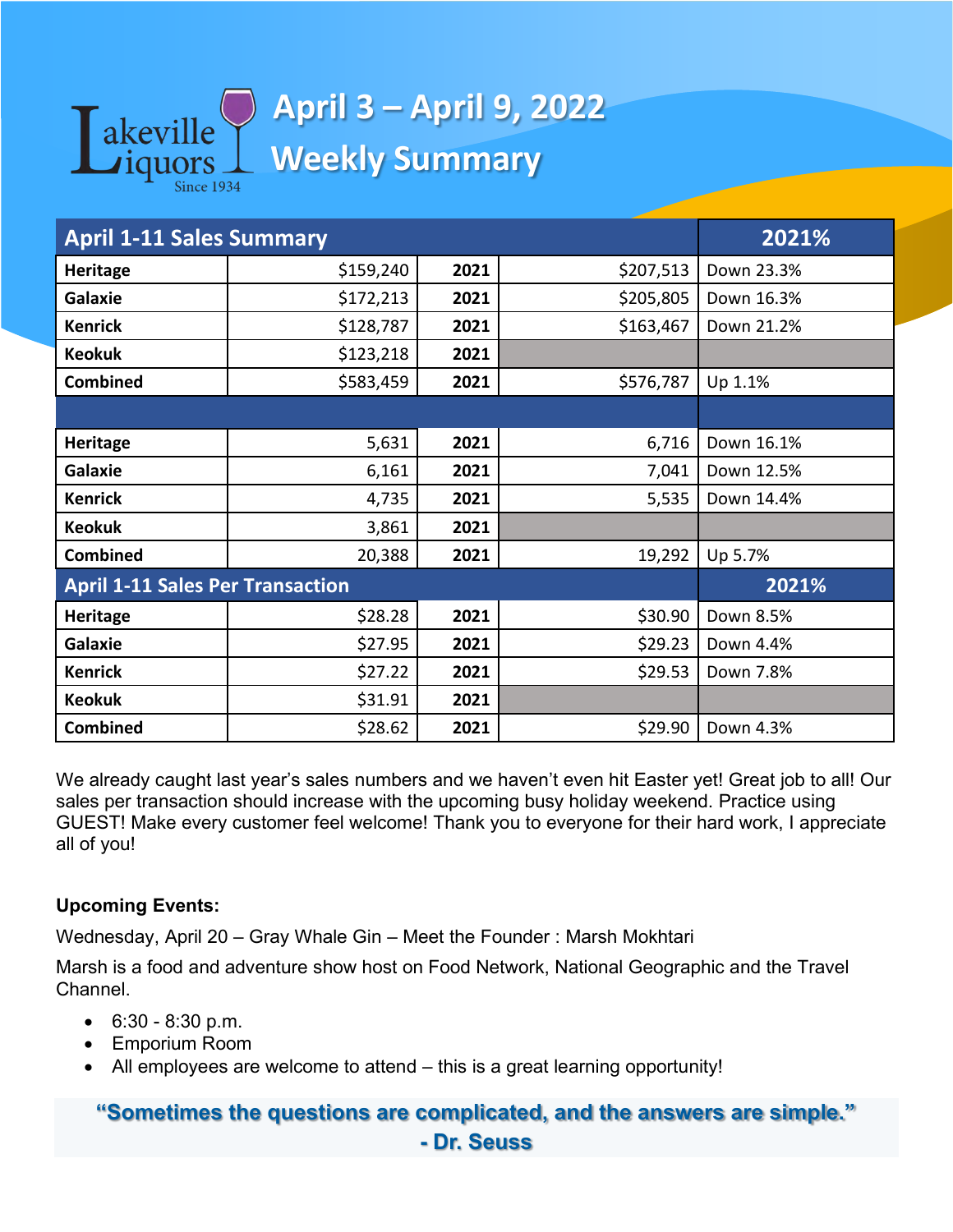Lakeville Liquors
Since 1934

# April 3 – April 9, 2022
# Weekly Summary

| April 1-11 Sales Summary | | | | 2021% |
|---|---|---|---|---|
| **Heritage** | $159,240 | **2021** | $207,513 | Down 23.3% |
| **Galaxie** | $172,213 | **2021** | $205,805 | Down 16.3% |
| **Kenrick** | $128,787 | **2021** | $163,467 | Down 21.2% |
| **Keokuk** | $123,218 | **2021** | | |
| **Combined** | $583,459 | **2021** | $576,787 | Up 1.1% |
| | | | | |
| **Heritage** | 5,631 | **2021** | 6,716 | Down 16.1% |
| **Galaxie** | 6,161 | **2021** | 7,041 | Down 12.5% |
| **Kenrick** | 4,735 | **2021** | 5,535 | Down 14.4% |
| **Keokuk** | 3,861 | **2021** | | |
| **Combined** | 20,388 | **2021** | 19,292 | Up 5.7% |
| **April 1-11 Sales Per Transaction** | | | | **2021%** |
| **Heritage** | $28.28 | **2021** | $30.90 | Down 8.5% |
| **Galaxie** | $27.95 | **2021** | $29.23 | Down 4.4% |
| **Kenrick** | $27.22 | **2021** | $29.53 | Down 7.8% |
| **Keokuk** | $31.91 | **2021** | | |
| **Combined** | $28.62 | **2021** | $29.90 | Down 4.3% |

We already caught last year's sales numbers and we haven't even hit Easter yet! Great job to all! Our sales per transaction should increase with the upcoming busy holiday weekend. Practice using GUEST! Make every customer feel welcome! Thank you to everyone for their hard work, I appreciate all of you!

**Upcoming Events:**

Wednesday, April 20 – Gray Whale Gin – Meet the Founder : Marsh Mokhtari

Marsh is a food and adventure show host on Food Network, National Geographic and the Travel Channel.

- 6:30 - 8:30 p.m.
- Emporium Room
- All employees are welcome to attend – this is a great learning opportunity!

**"Sometimes the questions are complicated, and the answers are simple."**
**- Dr. Seuss**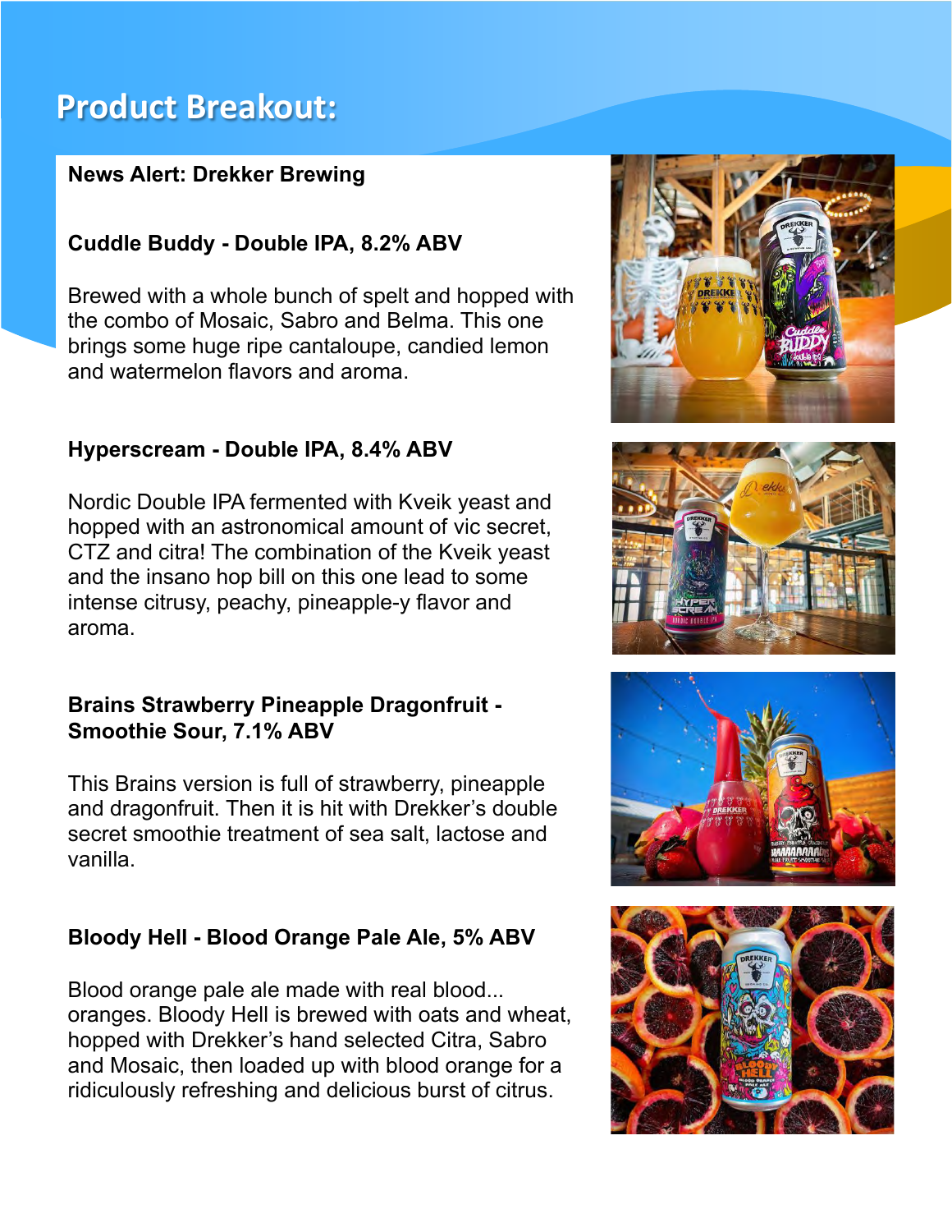# Product Breakout:

**News Alert: Drekker Brewing**

**Cuddle Buddy - Double IPA, 8.2% ABV**

Brewed with a whole bunch of spelt and hopped with the combo of Mosaic, Sabro and Belma. This one brings some huge ripe cantaloupe, candied lemon and watermelon flavors and aroma.

**Hyperscream - Double IPA, 8.4% ABV**

Nordic Double IPA fermented with Kveik yeast and hopped with an astronomical amount of vic secret, CTZ and citra! The combination of the Kveik yeast and the insano hop bill on this one lead to some intense citrusy, peachy, pineapple-y flavor and aroma.

**Brains Strawberry Pineapple Dragonfruit - Smoothie Sour, 7.1% ABV**

This Brains version is full of strawberry, pineapple and dragonfruit. Then it is hit with Drekker's double secret smoothie treatment of sea salt, lactose and vanilla.

**Bloody Hell - Blood Orange Pale Ale, 5% ABV**

Blood orange pale ale made with real blood... oranges. Bloody Hell is brewed with oats and wheat, hopped with Drekker's hand selected Citra, Sabro and Mosaic, then loaded up with blood orange for a ridiculously refreshing and delicious burst of citrus.